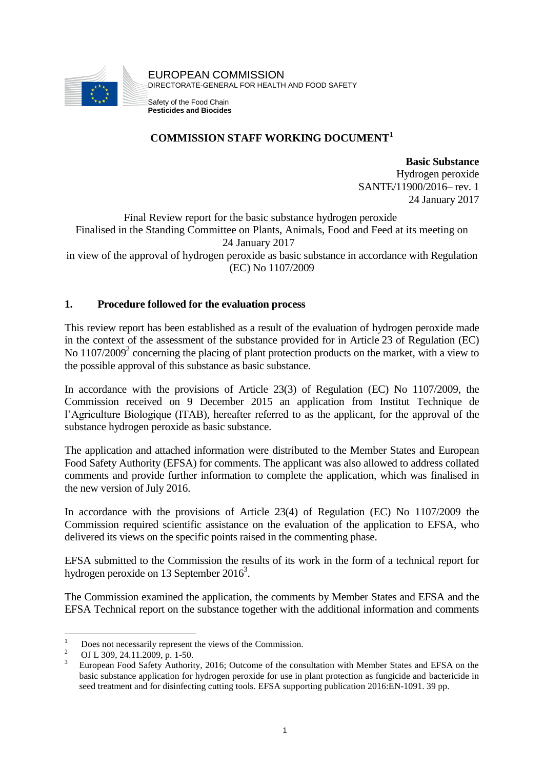EUROPEAN COMMISSION
DIRECTORATE-GENERAL FOR HEALTH AND FOOD SAFETY

Safety of the Food Chain
**Pesticides and Biocides**

# COMMISSION STAFF WORKING DOCUMENT[1]

**Basic Substance**
Hydrogen peroxide
SANTE/11900/2016– rev. 1
24 January 2017

Final Review report for the basic substance hydrogen peroxide
Finalised in the Standing Committee on Plants, Animals, Food and Feed at its meeting on 24 January 2017
in view of the approval of hydrogen peroxide as basic substance in accordance with Regulation (EC) No 1107/2009

## 1. Procedure followed for the evaluation process

This review report has been established as a result of the evaluation of hydrogen peroxide made in the context of the assessment of the substance provided for in Article 23 of Regulation (EC) No 1107/2009[2] concerning the placing of plant protection products on the market, with a view to the possible approval of this substance as basic substance.

In accordance with the provisions of Article 23(3) of Regulation (EC) No 1107/2009, the Commission received on 9 December 2015 an application from Institut Technique de l'Agriculture Biologique (ITAB), hereafter referred to as the applicant, for the approval of the substance hydrogen peroxide as basic substance.

The application and attached information were distributed to the Member States and European Food Safety Authority (EFSA) for comments. The applicant was also allowed to address collated comments and provide further information to complete the application, which was finalised in the new version of July 2016.

In accordance with the provisions of Article 23(4) of Regulation (EC) No 1107/2009 the Commission required scientific assistance on the evaluation of the application to EFSA, who delivered its views on the specific points raised in the commenting phase.

EFSA submitted to the Commission the results of its work in the form of a technical report for hydrogen peroxide on 13 September 2016[3].

The Commission examined the application, the comments by Member States and EFSA and the EFSA Technical report on the substance together with the additional information and comments

---

[1] Does not necessarily represent the views of the Commission.

[2] OJ L 309, 24.11.2009, p. 1-50.

[3] European Food Safety Authority, 2016; Outcome of the consultation with Member States and EFSA on the basic substance application for hydrogen peroxide for use in plant protection as fungicide and bactericide in seed treatment and for disinfecting cutting tools. EFSA supporting publication 2016:EN-1091. 39 pp.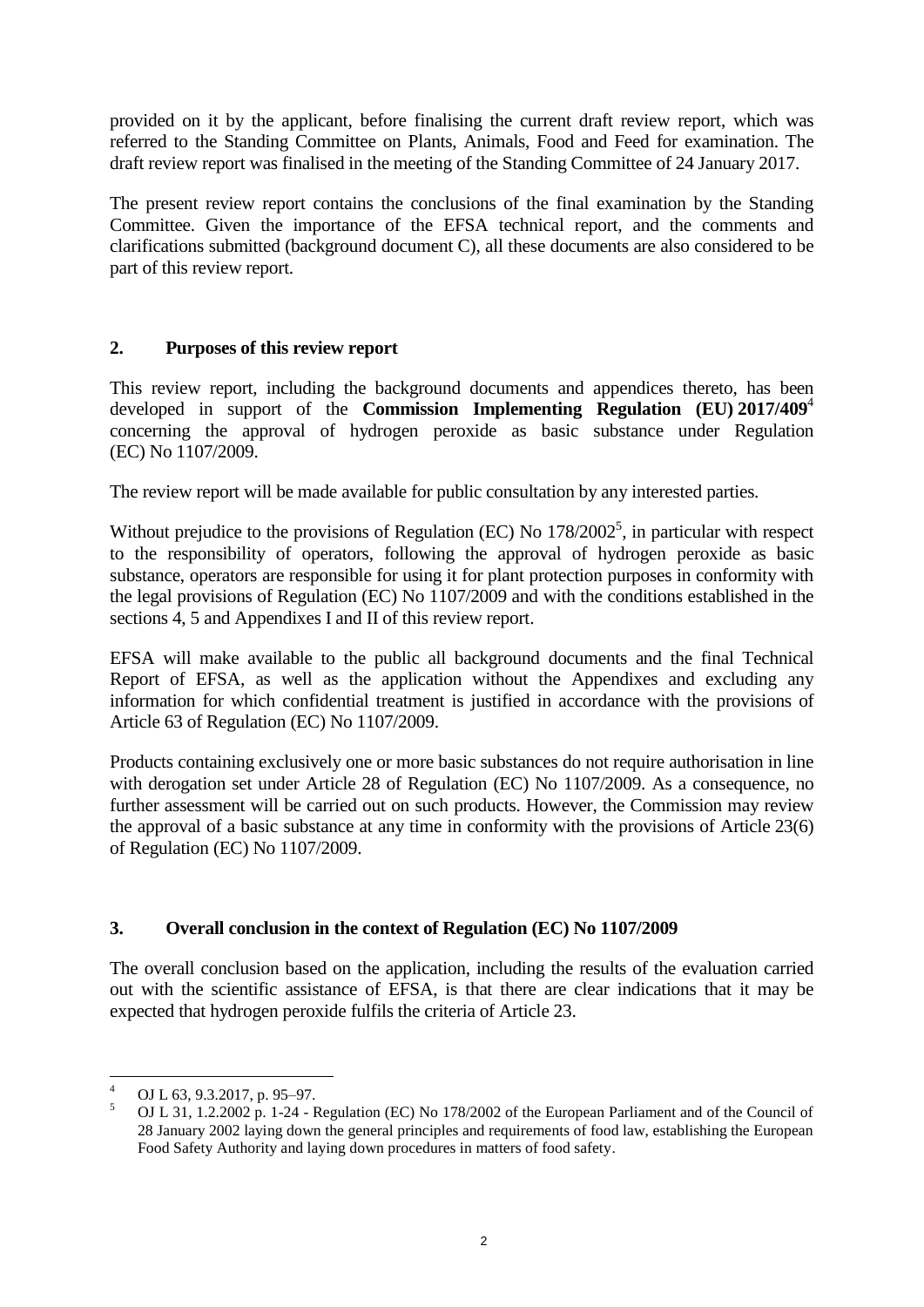provided on it by the applicant, before finalising the current draft review report, which was referred to the Standing Committee on Plants, Animals, Food and Feed for examination. The draft review report was finalised in the meeting of the Standing Committee of 24 January 2017.

The present review report contains the conclusions of the final examination by the Standing Committee. Given the importance of the EFSA technical report, and the comments and clarifications submitted (background document C), all these documents are also considered to be part of this review report.

## 2. Purposes of this review report

This review report, including the background documents and appendices thereto, has been developed in support of the **Commission Implementing Regulation (EU) 2017/409**[4] concerning the approval of hydrogen peroxide as basic substance under Regulation (EC) No 1107/2009.

The review report will be made available for public consultation by any interested parties.

Without prejudice to the provisions of Regulation (EC) No 178/2002[5], in particular with respect to the responsibility of operators, following the approval of hydrogen peroxide as basic substance, operators are responsible for using it for plant protection purposes in conformity with the legal provisions of Regulation (EC) No 1107/2009 and with the conditions established in the sections 4, 5 and Appendixes I and II of this review report.

EFSA will make available to the public all background documents and the final Technical Report of EFSA, as well as the application without the Appendixes and excluding any information for which confidential treatment is justified in accordance with the provisions of Article 63 of Regulation (EC) No 1107/2009.

Products containing exclusively one or more basic substances do not require authorisation in line with derogation set under Article 28 of Regulation (EC) No 1107/2009. As a consequence, no further assessment will be carried out on such products. However, the Commission may review the approval of a basic substance at any time in conformity with the provisions of Article 23(6) of Regulation (EC) No 1107/2009.

## 3. Overall conclusion in the context of Regulation (EC) No 1107/2009

The overall conclusion based on the application, including the results of the evaluation carried out with the scientific assistance of EFSA, is that there are clear indications that it may be expected that hydrogen peroxide fulfils the criteria of Article 23.

---

[4] OJ L 63, 9.3.2017, p. 95–97.

[5] OJ L 31, 1.2.2002 p. 1-24 - Regulation (EC) No 178/2002 of the European Parliament and of the Council of 28 January 2002 laying down the general principles and requirements of food law, establishing the European Food Safety Authority and laying down procedures in matters of food safety.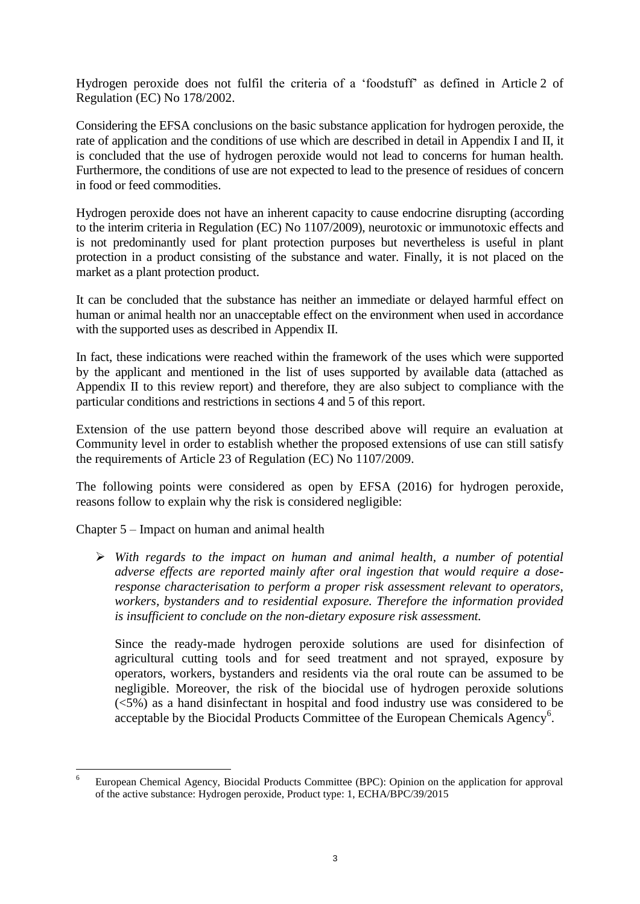Hydrogen peroxide does not fulfil the criteria of a 'foodstuff' as defined in Article 2 of Regulation (EC) No 178/2002.

Considering the EFSA conclusions on the basic substance application for hydrogen peroxide, the rate of application and the conditions of use which are described in detail in Appendix I and II, it is concluded that the use of hydrogen peroxide would not lead to concerns for human health. Furthermore, the conditions of use are not expected to lead to the presence of residues of concern in food or feed commodities.

Hydrogen peroxide does not have an inherent capacity to cause endocrine disrupting (according to the interim criteria in Regulation (EC) No 1107/2009), neurotoxic or immunotoxic effects and is not predominantly used for plant protection purposes but nevertheless is useful in plant protection in a product consisting of the substance and water. Finally, it is not placed on the market as a plant protection product.

It can be concluded that the substance has neither an immediate or delayed harmful effect on human or animal health nor an unacceptable effect on the environment when used in accordance with the supported uses as described in Appendix II.

In fact, these indications were reached within the framework of the uses which were supported by the applicant and mentioned in the list of uses supported by available data (attached as Appendix II to this review report) and therefore, they are also subject to compliance with the particular conditions and restrictions in sections 4 and 5 of this report.

Extension of the use pattern beyond those described above will require an evaluation at Community level in order to establish whether the proposed extensions of use can still satisfy the requirements of Article 23 of Regulation (EC) No 1107/2009.

The following points were considered as open by EFSA (2016) for hydrogen peroxide, reasons follow to explain why the risk is considered negligible:

Chapter 5 – Impact on human and animal health

- *With regards to the impact on human and animal health, a number of potential adverse effects are reported mainly after oral ingestion that would require a dose-response characterisation to perform a proper risk assessment relevant to operators, workers, bystanders and to residential exposure. Therefore the information provided is insufficient to conclude on the non-dietary exposure risk assessment.*

  Since the ready-made hydrogen peroxide solutions are used for disinfection of agricultural cutting tools and for seed treatment and not sprayed, exposure by operators, workers, bystanders and residents via the oral route can be assumed to be negligible. Moreover, the risk of the biocidal use of hydrogen peroxide solutions (<5%) as a hand disinfectant in hospital and food industry use was considered to be acceptable by the Biocidal Products Committee of the European Chemicals Agency[6].

---

[6] European Chemical Agency, Biocidal Products Committee (BPC): Opinion on the application for approval of the active substance: Hydrogen peroxide, Product type: 1, ECHA/BPC/39/2015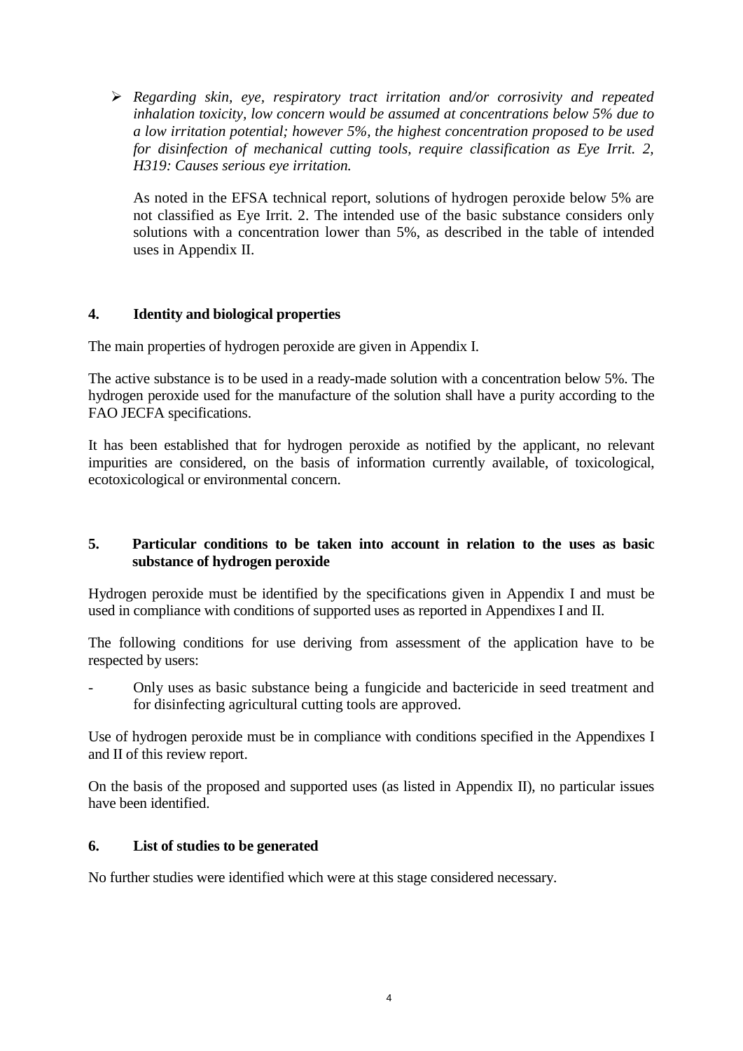- *Regarding skin, eye, respiratory tract irritation and/or corrosivity and repeated inhalation toxicity, low concern would be assumed at concentrations below 5% due to a low irritation potential; however 5%, the highest concentration proposed to be used for disinfection of mechanical cutting tools, require classification as Eye Irrit. 2, H319: Causes serious eye irritation.*

  As noted in the EFSA technical report, solutions of hydrogen peroxide below 5% are not classified as Eye Irrit. 2. The intended use of the basic substance considers only solutions with a concentration lower than 5%, as described in the table of intended uses in Appendix II.

## 4. Identity and biological properties

The main properties of hydrogen peroxide are given in Appendix I.

The active substance is to be used in a ready-made solution with a concentration below 5%. The hydrogen peroxide used for the manufacture of the solution shall have a purity according to the FAO JECFA specifications.

It has been established that for hydrogen peroxide as notified by the applicant, no relevant impurities are considered, on the basis of information currently available, of toxicological, ecotoxicological or environmental concern.

## 5. Particular conditions to be taken into account in relation to the uses as basic substance of hydrogen peroxide

Hydrogen peroxide must be identified by the specifications given in Appendix I and must be used in compliance with conditions of supported uses as reported in Appendixes I and II.

The following conditions for use deriving from assessment of the application have to be respected by users:

- Only uses as basic substance being a fungicide and bactericide in seed treatment and for disinfecting agricultural cutting tools are approved.

Use of hydrogen peroxide must be in compliance with conditions specified in the Appendixes I and II of this review report.

On the basis of the proposed and supported uses (as listed in Appendix II), no particular issues have been identified.

## 6. List of studies to be generated

No further studies were identified which were at this stage considered necessary.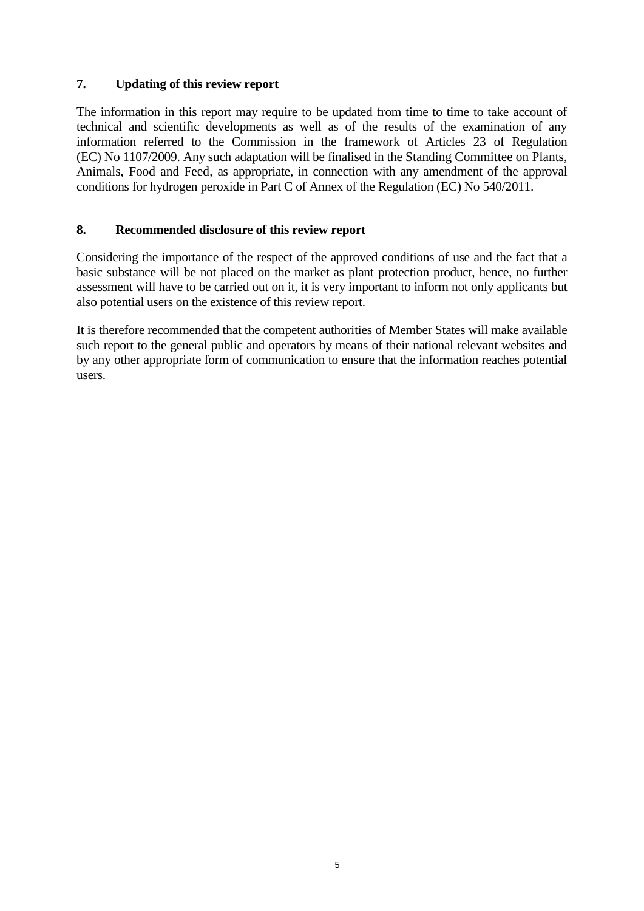## 7. Updating of this review report

The information in this report may require to be updated from time to time to take account of technical and scientific developments as well as of the results of the examination of any information referred to the Commission in the framework of Articles 23 of Regulation (EC) No 1107/2009. Any such adaptation will be finalised in the Standing Committee on Plants, Animals, Food and Feed, as appropriate, in connection with any amendment of the approval conditions for hydrogen peroxide in Part C of Annex of the Regulation (EC) No 540/2011.

## 8. Recommended disclosure of this review report

Considering the importance of the respect of the approved conditions of use and the fact that a basic substance will be not placed on the market as plant protection product, hence, no further assessment will have to be carried out on it, it is very important to inform not only applicants but also potential users on the existence of this review report.

It is therefore recommended that the competent authorities of Member States will make available such report to the general public and operators by means of their national relevant websites and by any other appropriate form of communication to ensure that the information reaches potential users.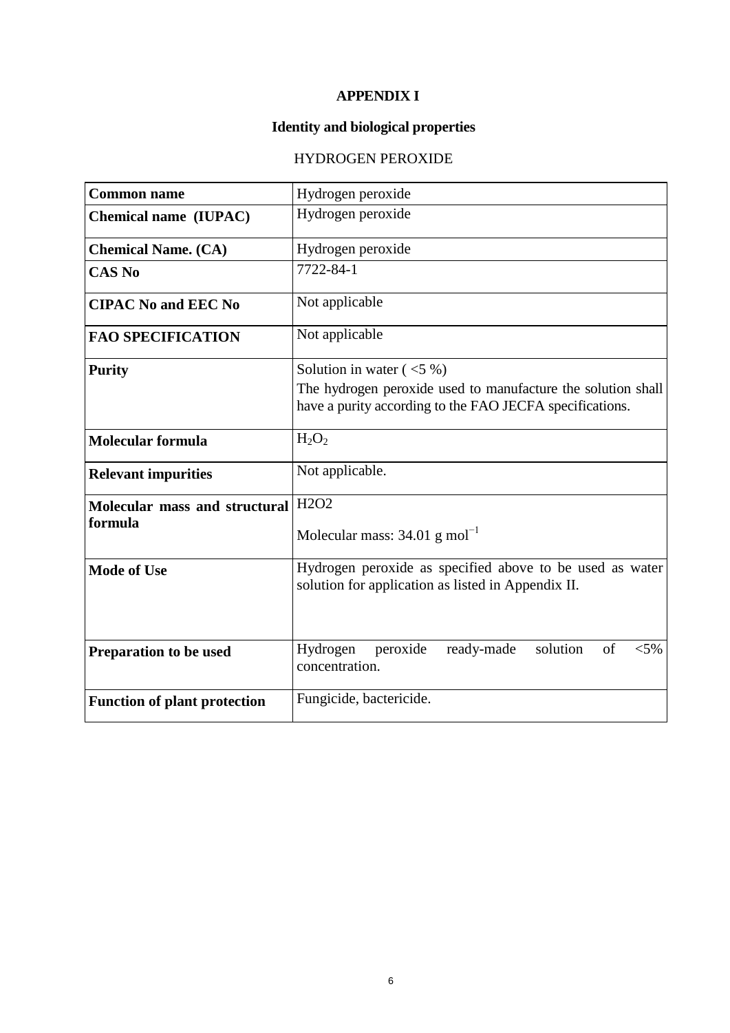# APPENDIX I

## Identity and biological properties

HYDROGEN PEROXIDE

| **Common name** | Hydrogen peroxide |
|---|---|
| **Chemical name (IUPAC)** | Hydrogen peroxide |
| **Chemical Name. (CA)** | Hydrogen peroxide |
| **CAS No** | 7722-84-1 |
| **CIPAC No and EEC No** | Not applicable |
| **FAO SPECIFICATION** | Not applicable |
| **Purity** | Solution in water ( <5 %)<br>The hydrogen peroxide used to manufacture the solution shall have a purity according to the FAO JECFA specifications. |
| **Molecular formula** | $H_2O_2$ |
| **Relevant impurities** | Not applicable. |
| **Molecular mass and structural formula** | H2O2<br>Molecular mass: 34.01 g $mol^{-1}$ |
| **Mode of Use** | Hydrogen peroxide as specified above to be used as water solution for application as listed in Appendix II. |
| **Preparation to be used** | Hydrogen peroxide ready-made solution of <5% concentration. |
| **Function of plant protection** | Fungicide, bactericide. |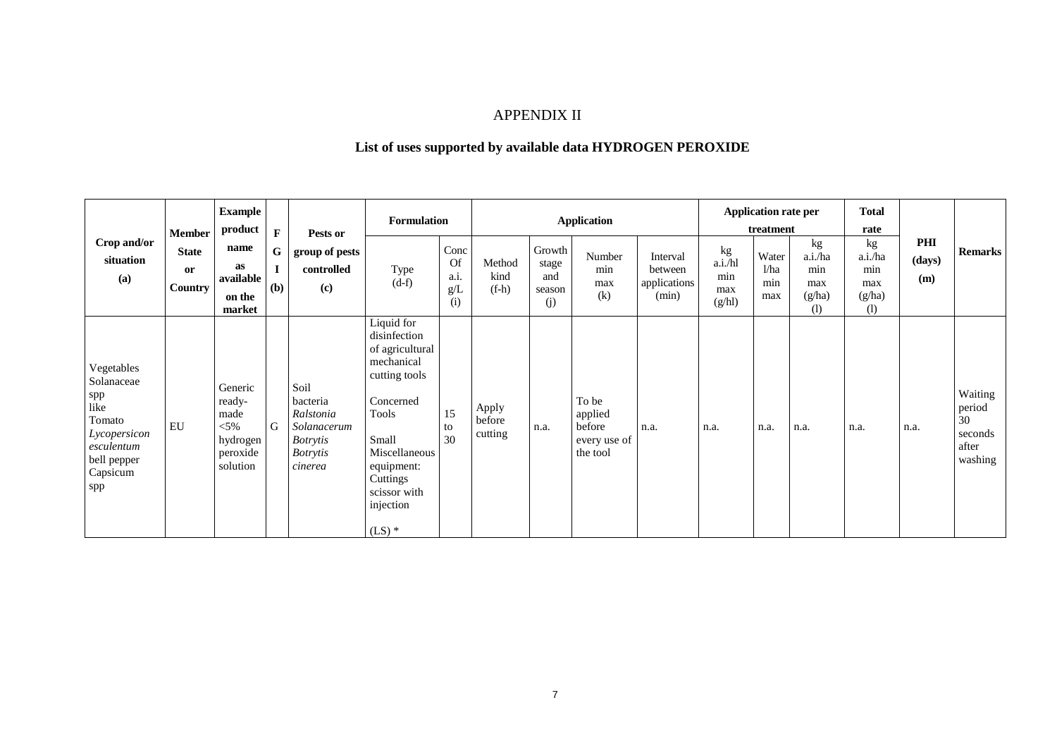# APPENDIX II

## List of uses supported by available data HYDROGEN PEROXIDE

| Crop and/or situation (a) | Member State or Country | Example product name as available on the market | F G I (b) | Pests or group of pests controlled (c) | Formulation | | Application | | | | Application rate per treatment | | | Total rate | PHI (days) (m) | Remarks |
|---|---|---|---|---|---|---|---|---|---|---|---|---|---|---|---|---|
| | | | | | Type (d-f) | Conc Of a.i. g/L (i) | Method kind (f-h) | Growth stage and season (j) | Number min max (k) | Interval between applications (min) | kg a.i./hl min max (g/hl) | Water l/ha min max | kg a.i./ha min max (g/ha) (l) | kg a.i./ha min max (g/ha) (l) | | |
| Vegetables Solanaceae spp like Tomato *Lycopersicon esculentum* bell pepper Capsicum spp | EU | Generic ready-made <5% hydrogen peroxide solution | G | Soil bacteria *Ralstonia Solanacerum Botrytis Botrytis cinerea* | Liquid for disinfection of agricultural mechanical cutting tools<br><br>Concerned Tools<br><br>Small Miscellaneous equipment: Cuttings scissor with injection<br><br>(LS) * | 15 to 30 | Apply before cutting | n.a. | To be applied before every use of the tool | n.a. | n.a. | n.a. | n.a. | n.a. | n.a. | Waiting period 30 seconds after washing |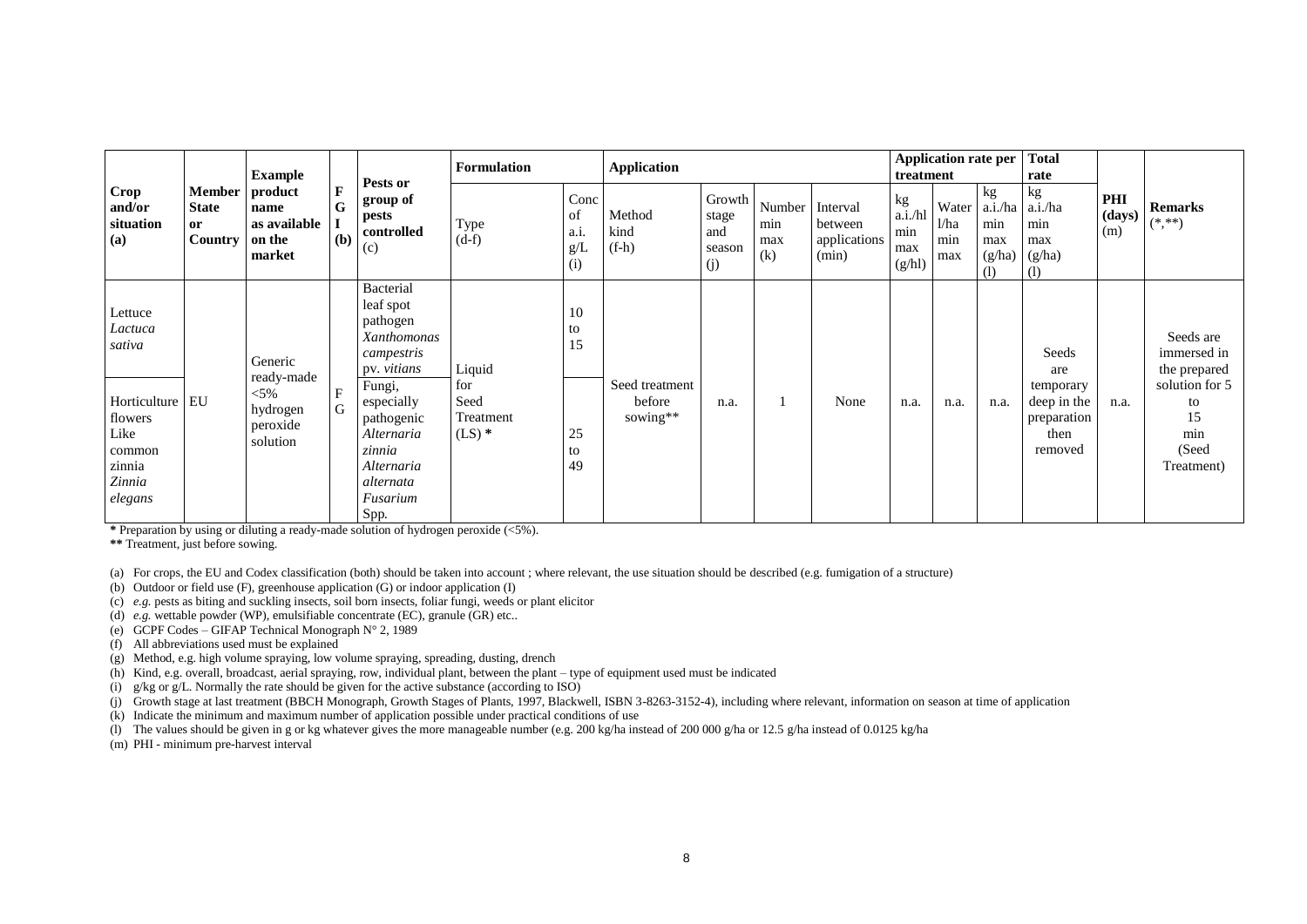| Crop and/or situation (a) | Member State or Country | Example product name as available on the market | F G I (b) | Pests or group of pests controlled (c) | Formulation | | Application | | | | Application rate per treatment | | | Total rate | PHI (days) (m) | Remarks (*,**) |
|---|---|---|---|---|---|---|---|---|---|---|---|---|---|---|---|---|
| | | | | | Type (d-f) | Conc of a.i. g/L (i) | Method kind (f-h) | Growth stage and season (j) | Number min max (k) | Interval between applications (min) | kg a.i./hl min max (g/hl) | Water l/ha min max | kg a.i./ha min max (g/ha) (l) | kg a.i./ha min max (g/ha) (l) | | |
| Lettuce *Lactuca sativa* | EU | Generic ready-made <5% hydrogen peroxide solution | F G | Bacterial leaf spot pathogen *Xanthomonas campestris* pv. *vitians* | Liquid for Seed Treatment (LS) * | 10 to 15 | Seed treatment before sowing** | n.a. | 1 | None | n.a. | n.a. | n.a. | Seeds are temporary deep in the preparation then removed | n.a. | Seeds are immersed in the prepared solution for 5 to 15 min (Seed Treatment) |
| Horticulture flowers Like common zinnia *Zinnia elegans* | EU | Generic ready-made <5% hydrogen peroxide solution | F G | Fungi, especially pathogenic *Alternaria zinnia* *Alternaria alternata* *Fusarium* Spp. | Liquid for Seed Treatment (LS) * | 25 to 49 | Seed treatment before sowing** | n.a. | 1 | None | n.a. | n.a. | n.a. | Seeds are temporary deep in the preparation then removed | n.a. | Seeds are immersed in the prepared solution for 5 to 15 min (Seed Treatment) |

**\*** Preparation by using or diluting a ready-made solution of hydrogen peroxide (<5%).

**\*\*** Treatment, just before sowing.

(a) For crops, the EU and Codex classification (both) should be taken into account ; where relevant, the use situation should be described (e.g. fumigation of a structure)
(b) Outdoor or field use (F), greenhouse application (G) or indoor application (I)
(c) *e.g.* pests as biting and suckling insects, soil born insects, foliar fungi, weeds or plant elicitor
(d) *e.g.* wettable powder (WP), emulsifiable concentrate (EC), granule (GR) etc..
(e) GCPF Codes – GIFAP Technical Monograph N° 2, 1989
(f) All abbreviations used must be explained
(g) Method, e.g. high volume spraying, low volume spraying, spreading, dusting, drench
(h) Kind, e.g. overall, broadcast, aerial spraying, row, individual plant, between the plant – type of equipment used must be indicated
(i) g/kg or g/L. Normally the rate should be given for the active substance (according to ISO)
(j) Growth stage at last treatment (BBCH Monograph, Growth Stages of Plants, 1997, Blackwell, ISBN 3-8263-3152-4), including where relevant, information on season at time of application
(k) Indicate the minimum and maximum number of application possible under practical conditions of use
(l) The values should be given in g or kg whatever gives the more manageable number (e.g. 200 kg/ha instead of 200 000 g/ha or 12.5 g/ha instead of 0.0125 kg/ha
(m) PHI - minimum pre-harvest interval